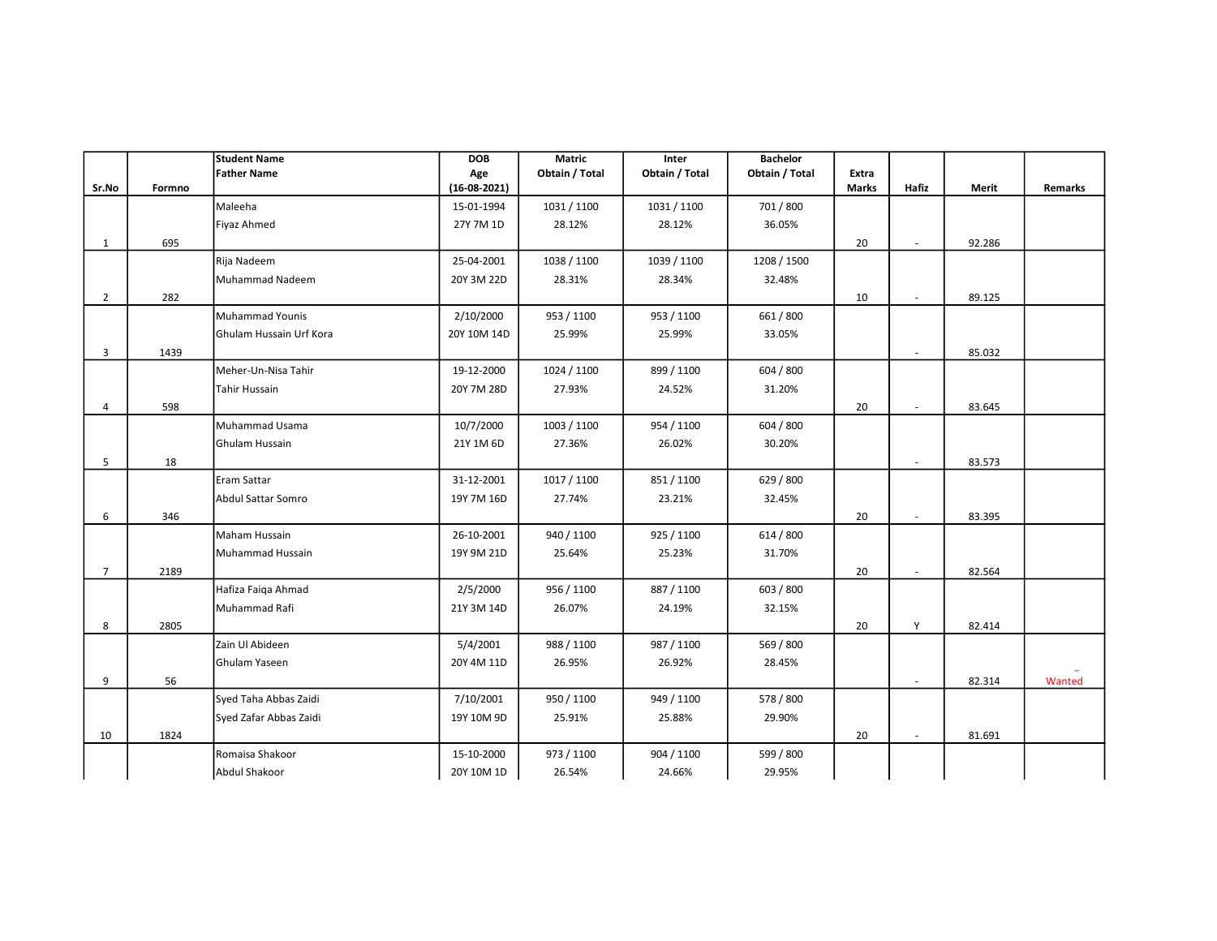| Sr.No | Formno | Student Name<br>Father Name | DOB<br>Age<br>(16-08-2021) | Matric<br>Obtain / Total | Inter<br>Obtain / Total | Bachelor<br>Obtain / Total | Extra Marks | Hafiz | Merit | Remarks |
|---|---|---|---|---|---|---|---|---|---|---|
| 1 | 695 | Maleeha<br>Fiyaz Ahmed | 15-01-1994<br>27Y 7M 1D | 1031 / 1100<br>28.12% | 1031 / 1100<br>28.12% | 701 / 800<br>36.05% | 20 | - | 92.286 | |
| 2 | 282 | Rija Nadeem<br>Muhammad Nadeem | 25-04-2001<br>20Y 3M 22D | 1038 / 1100<br>28.31% | 1039 / 1100<br>28.34% | 1208 / 1500<br>32.48% | 10 | - | 89.125 | |
| 3 | 1439 | Muhammad Younis<br>Ghulam Hussain Urf Kora | 2/10/2000<br>20Y 10M 14D | 953 / 1100<br>25.99% | 953 / 1100<br>25.99% | 661 / 800<br>33.05% | | - | 85.032 | |
| 4 | 598 | Meher-Un-Nisa Tahir<br>Tahir Hussain | 19-12-2000<br>20Y 7M 28D | 1024 / 1100<br>27.93% | 899 / 1100<br>24.52% | 604 / 800<br>31.20% | 20 | - | 83.645 | |
| 5 | 18 | Muhammad Usama<br>Ghulam Hussain | 10/7/2000<br>21Y 1M 6D | 1003 / 1100<br>27.36% | 954 / 1100<br>26.02% | 604 / 800<br>30.20% | | - | 83.573 | |
| 6 | 346 | Eram Sattar<br>Abdul Sattar Somro | 31-12-2001<br>19Y 7M 16D | 1017 / 1100<br>27.74% | 851 / 1100<br>23.21% | 629 / 800<br>32.45% | 20 | - | 83.395 | |
| 7 | 2189 | Maham Hussain<br>Muhammad Hussain | 26-10-2001<br>19Y 9M 21D | 940 / 1100<br>25.64% | 925 / 1100<br>25.23% | 614 / 800<br>31.70% | 20 | - | 82.564 | |
| 8 | 2805 | Hafiza Faiqa Ahmad<br>Muhammad Rafi | 2/5/2000<br>21Y 3M 14D | 956 / 1100<br>26.07% | 887 / 1100<br>24.19% | 603 / 800<br>32.15% | 20 | Y | 82.414 | |
| 9 | 56 | Zain Ul Abideen<br>Ghulam Yaseen | 5/4/2001<br>20Y 4M 11D | 988 / 1100<br>26.95% | 987 / 1100<br>26.92% | 569 / 800<br>28.45% | | - | 82.314 | Wanted |
| 10 | 1824 | Syed Taha Abbas Zaidi<br>Syed Zafar Abbas Zaidi | 7/10/2001<br>19Y 10M 9D | 950 / 1100<br>25.91% | 949 / 1100<br>25.88% | 578 / 800<br>29.90% | 20 | - | 81.691 | |
| | | Romaisa Shakoor<br>Abdul Shakoor | 15-10-2000<br>20Y 10M 1D | 973 / 1100<br>26.54% | 904 / 1100<br>24.66% | 599 / 800<br>29.95% | | | | |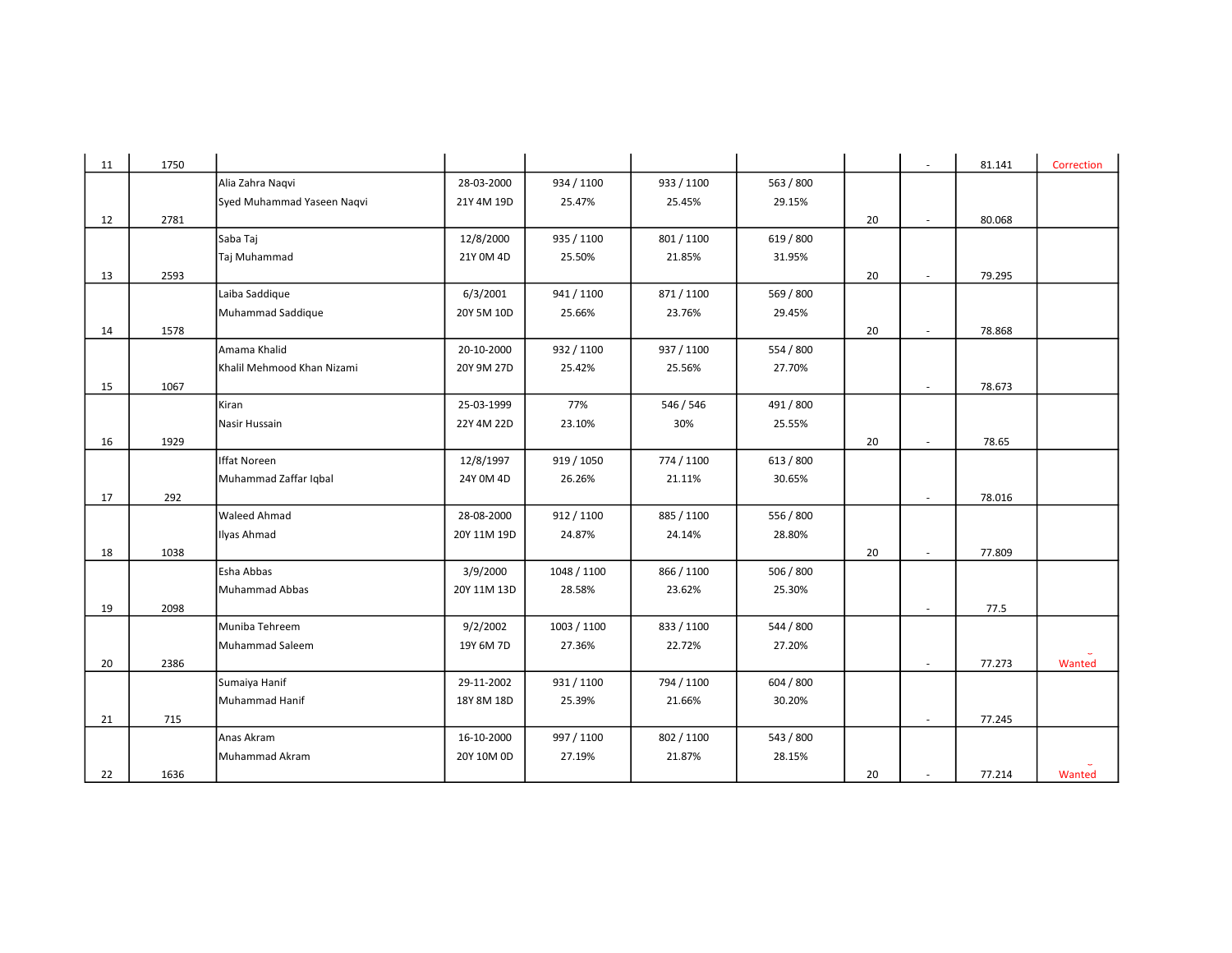| | | | | | | | | | | |
|---|---|---|---|---|---|---|---|---|---|---|
| 11 | 1750 | | | | | | | - | 81.141 | Correction |
| 12 | 2781 | Alia Zahra Naqvi<br>Syed Muhammad Yaseen Naqvi | 28-03-2000<br>21Y 4M 19D | 934 / 1100<br>25.47% | 933 / 1100<br>25.45% | 563 / 800<br>29.15% | 20 | - | 80.068 | |
| 13 | 2593 | Saba Taj<br>Taj Muhammad | 12/8/2000<br>21Y 0M 4D | 935 / 1100<br>25.50% | 801 / 1100<br>21.85% | 619 / 800<br>31.95% | 20 | - | 79.295 | |
| 14 | 1578 | Laiba Saddique<br>Muhammad Saddique | 6/3/2001<br>20Y 5M 10D | 941 / 1100<br>25.66% | 871 / 1100<br>23.76% | 569 / 800<br>29.45% | 20 | - | 78.868 | |
| 15 | 1067 | Amama Khalid<br>Khalil Mehmood Khan Nizami | 20-10-2000<br>20Y 9M 27D | 932 / 1100<br>25.42% | 937 / 1100<br>25.56% | 554 / 800<br>27.70% | | - | 78.673 | |
| 16 | 1929 | Kiran<br>Nasir Hussain | 25-03-1999<br>22Y 4M 22D | 77%<br>23.10% | 546 / 546<br>30% | 491 / 800<br>25.55% | 20 | - | 78.65 | |
| 17 | 292 | Iffat Noreen<br>Muhammad Zaffar Iqbal | 12/8/1997<br>24Y 0M 4D | 919 / 1050<br>26.26% | 774 / 1100<br>21.11% | 613 / 800<br>30.65% | | - | 78.016 | |
| 18 | 1038 | Waleed Ahmad<br>Ilyas Ahmad | 28-08-2000<br>20Y 11M 19D | 912 / 1100<br>24.87% | 885 / 1100<br>24.14% | 556 / 800<br>28.80% | 20 | - | 77.809 | |
| 19 | 2098 | Esha Abbas<br>Muhammad Abbas | 3/9/2000<br>20Y 11M 13D | 1048 / 1100<br>28.58% | 866 / 1100<br>23.62% | 506 / 800<br>25.30% | | - | 77.5 | |
| 20 | 2386 | Muniba Tehreem<br>Muhammad Saleem | 9/2/2002<br>19Y 6M 7D | 1003 / 1100<br>27.36% | 833 / 1100<br>22.72% | 544 / 800<br>27.20% | | - | 77.273 | Wanted |
| 21 | 715 | Sumaiya Hanif<br>Muhammad Hanif | 29-11-2002<br>18Y 8M 18D | 931 / 1100<br>25.39% | 794 / 1100<br>21.66% | 604 / 800<br>30.20% | | - | 77.245 | |
| 22 | 1636 | Anas Akram<br>Muhammad Akram | 16-10-2000<br>20Y 10M 0D | 997 / 1100<br>27.19% | 802 / 1100<br>21.87% | 543 / 800<br>28.15% | 20 | - | 77.214 | Wanted |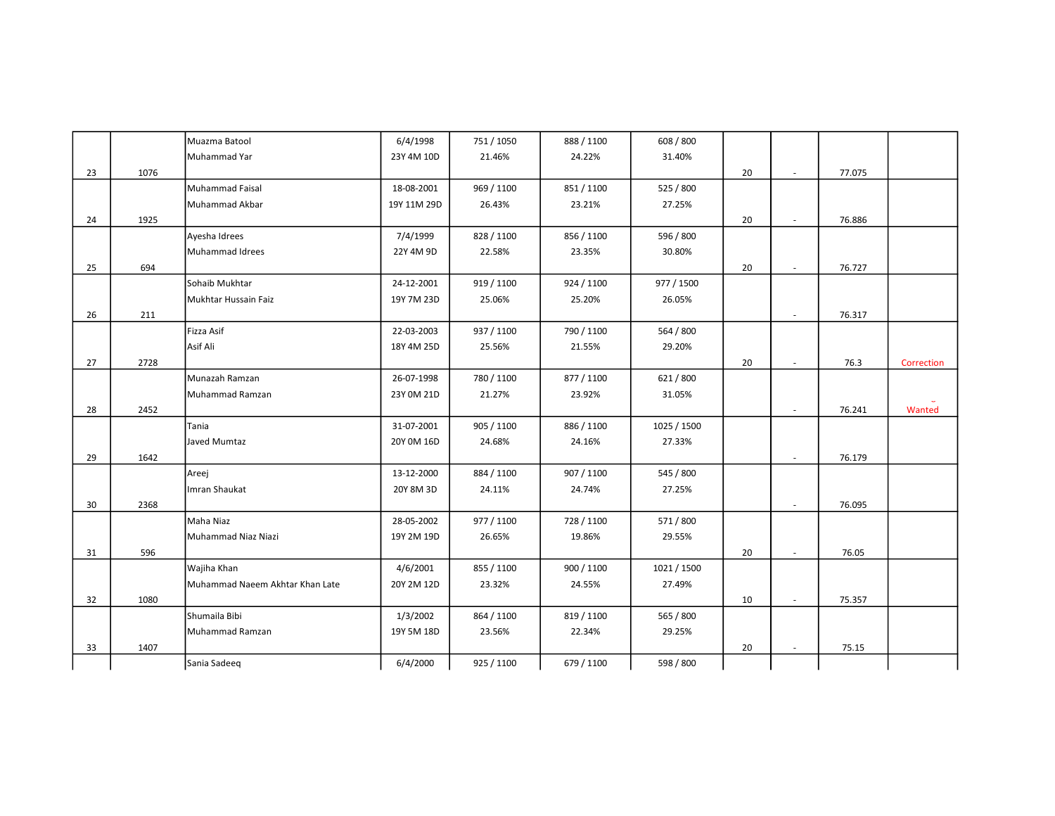| | | | | | | | | | | |
|---|---|---|---|---|---|---|---|---|---|---|
| 23 | 1076 | Muazma Batool<br>Muhammad Yar | 6/4/1998<br>23Y 4M 10D | 751 / 1050<br>21.46% | 888 / 1100<br>24.22% | 608 / 800<br>31.40% | 20 | - | 77.075 | |
| 24 | 1925 | Muhammad Faisal<br>Muhammad Akbar | 18-08-2001<br>19Y 11M 29D | 969 / 1100<br>26.43% | 851 / 1100<br>23.21% | 525 / 800<br>27.25% | 20 | - | 76.886 | |
| 25 | 694 | Ayesha Idrees<br>Muhammad Idrees | 7/4/1999<br>22Y 4M 9D | 828 / 1100<br>22.58% | 856 / 1100<br>23.35% | 596 / 800<br>30.80% | 20 | - | 76.727 | |
| 26 | 211 | Sohaib Mukhtar<br>Mukhtar Hussain Faiz | 24-12-2001<br>19Y 7M 23D | 919 / 1100<br>25.06% | 924 / 1100<br>25.20% | 977 / 1500<br>26.05% | | - | 76.317 | |
| 27 | 2728 | Fizza Asif<br>Asif Ali | 22-03-2003<br>18Y 4M 25D | 937 / 1100<br>25.56% | 790 / 1100<br>21.55% | 564 / 800<br>29.20% | 20 | - | 76.3 | Correction |
| 28 | 2452 | Munazah Ramzan<br>Muhammad Ramzan | 26-07-1998<br>23Y 0M 21D | 780 / 1100<br>21.27% | 877 / 1100<br>23.92% | 621 / 800<br>31.05% | | - | 76.241 | Wanted |
| 29 | 1642 | Tania<br>Javed Mumtaz | 31-07-2001<br>20Y 0M 16D | 905 / 1100<br>24.68% | 886 / 1100<br>24.16% | 1025 / 1500<br>27.33% | | - | 76.179 | |
| 30 | 2368 | Areej<br>Imran Shaukat | 13-12-2000<br>20Y 8M 3D | 884 / 1100<br>24.11% | 907 / 1100<br>24.74% | 545 / 800<br>27.25% | | - | 76.095 | |
| 31 | 596 | Maha Niaz<br>Muhammad Niaz Niazi | 28-05-2002<br>19Y 2M 19D | 977 / 1100<br>26.65% | 728 / 1100<br>19.86% | 571 / 800<br>29.55% | 20 | - | 76.05 | |
| 32 | 1080 | Wajiha Khan<br>Muhammad Naeem Akhtar Khan Late | 4/6/2001<br>20Y 2M 12D | 855 / 1100<br>23.32% | 900 / 1100<br>24.55% | 1021 / 1500<br>27.49% | 10 | - | 75.357 | |
| 33 | 1407 | Shumaila Bibi<br>Muhammad Ramzan | 1/3/2002<br>19Y 5M 18D | 864 / 1100<br>23.56% | 819 / 1100<br>22.34% | 565 / 800<br>29.25% | 20 | - | 75.15 | |
| | | Sania Sadeeq | 6/4/2000 | 925 / 1100 | 679 / 1100 | 598 / 800 | | | | |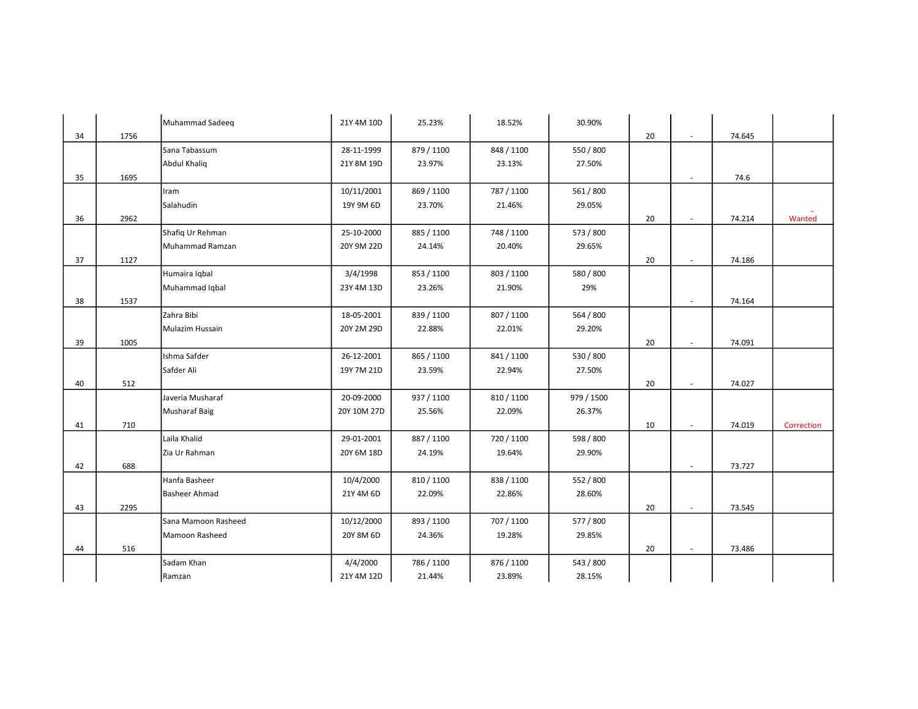| | | | | | | | | | | |
|---|---|---|---|---|---|---|---|---|---|---|
| 34 | 1756 | Muhammad Sadeeq | 21Y 4M 10D | 25.23% | 18.52% | 30.90% | 20 | - | 74.645 | |
| 35 | 1695 | Sana Tabassum<br>Abdul Khaliq | 28-11-1999<br>21Y 8M 19D | 879 / 1100<br>23.97% | 848 / 1100<br>23.13% | 550 / 800<br>27.50% | | - | 74.6 | |
| 36 | 2962 | Iram<br>Salahudin | 10/11/2001<br>19Y 9M 6D | 869 / 1100<br>23.70% | 787 / 1100<br>21.46% | 561 / 800<br>29.05% | 20 | - | 74.214 | Wanted |
| 37 | 1127 | Shafiq Ur Rehman<br>Muhammad Ramzan | 25-10-2000<br>20Y 9M 22D | 885 / 1100<br>24.14% | 748 / 1100<br>20.40% | 573 / 800<br>29.65% | 20 | - | 74.186 | |
| 38 | 1537 | Humaira Iqbal<br>Muhammad Iqbal | 3/4/1998<br>23Y 4M 13D | 853 / 1100<br>23.26% | 803 / 1100<br>21.90% | 580 / 800<br>29% | | - | 74.164 | |
| 39 | 1005 | Zahra Bibi<br>Mulazim Hussain | 18-05-2001<br>20Y 2M 29D | 839 / 1100<br>22.88% | 807 / 1100<br>22.01% | 564 / 800<br>29.20% | 20 | - | 74.091 | |
| 40 | 512 | Ishma Safder<br>Safder Ali | 26-12-2001<br>19Y 7M 21D | 865 / 1100<br>23.59% | 841 / 1100<br>22.94% | 530 / 800<br>27.50% | 20 | - | 74.027 | |
| 41 | 710 | Javeria Musharaf<br>Musharaf Baig | 20-09-2000<br>20Y 10M 27D | 937 / 1100<br>25.56% | 810 / 1100<br>22.09% | 979 / 1500<br>26.37% | 10 | - | 74.019 | Correction |
| 42 | 688 | Laila Khalid<br>Zia Ur Rahman | 29-01-2001<br>20Y 6M 18D | 887 / 1100<br>24.19% | 720 / 1100<br>19.64% | 598 / 800<br>29.90% | | - | 73.727 | |
| 43 | 2295 | Hanfa Basheer<br>Basheer Ahmad | 10/4/2000<br>21Y 4M 6D | 810 / 1100<br>22.09% | 838 / 1100<br>22.86% | 552 / 800<br>28.60% | 20 | - | 73.545 | |
| 44 | 516 | Sana Mamoon Rasheed<br>Mamoon Rasheed | 10/12/2000<br>20Y 8M 6D | 893 / 1100<br>24.36% | 707 / 1100<br>19.28% | 577 / 800<br>29.85% | 20 | - | 73.486 | |
| | | Sadam Khan<br>Ramzan | 4/4/2000<br>21Y 4M 12D | 786 / 1100<br>21.44% | 876 / 1100<br>23.89% | 543 / 800<br>28.15% | | | | |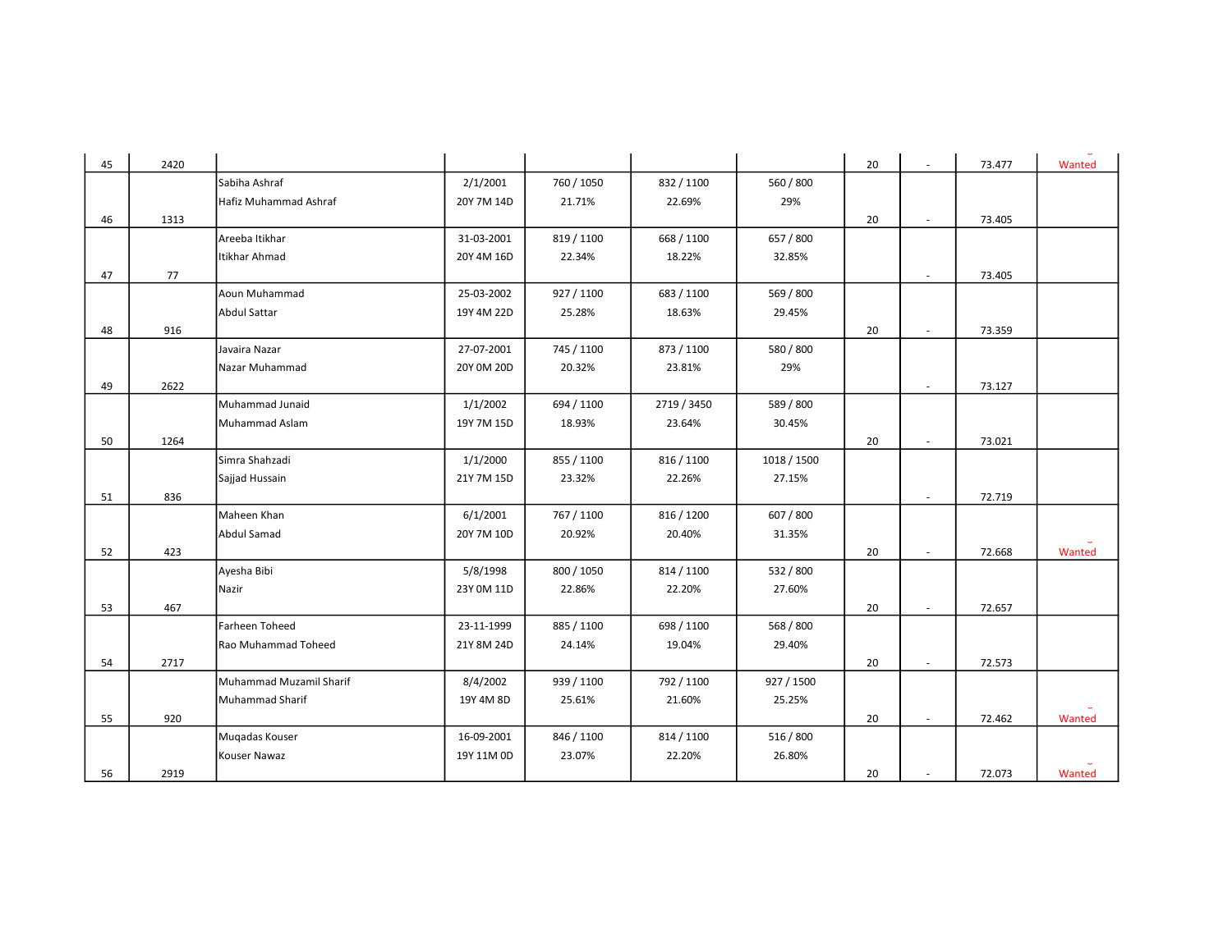| | | | | | | | | | | |
|---|---|---|---|---|---|---|---|---|---|---|
| 45 | 2420 | | | | | | 20 | - | 73.477 | Wanted |
| 46 | 1313 | Sabiha Ashraf<br>Hafiz Muhammad Ashraf | 2/1/2001<br>20Y 7M 14D | 760 / 1050<br>21.71% | 832 / 1100<br>22.69% | 560 / 800<br>29% | 20 | - | 73.405 | |
| 47 | 77 | Areeba Itikhar<br>Itikhar Ahmad | 31-03-2001<br>20Y 4M 16D | 819 / 1100<br>22.34% | 668 / 1100<br>18.22% | 657 / 800<br>32.85% | | - | 73.405 | |
| 48 | 916 | Aoun Muhammad<br>Abdul Sattar | 25-03-2002<br>19Y 4M 22D | 927 / 1100<br>25.28% | 683 / 1100<br>18.63% | 569 / 800<br>29.45% | 20 | - | 73.359 | |
| 49 | 2622 | Javaira Nazar<br>Nazar Muhammad | 27-07-2001<br>20Y 0M 20D | 745 / 1100<br>20.32% | 873 / 1100<br>23.81% | 580 / 800<br>29% | | - | 73.127 | |
| 50 | 1264 | Muhammad Junaid<br>Muhammad Aslam | 1/1/2002<br>19Y 7M 15D | 694 / 1100<br>18.93% | 2719 / 3450<br>23.64% | 589 / 800<br>30.45% | 20 | - | 73.021 | |
| 51 | 836 | Simra Shahzadi<br>Sajjad Hussain | 1/1/2000<br>21Y 7M 15D | 855 / 1100<br>23.32% | 816 / 1100<br>22.26% | 1018 / 1500<br>27.15% | | - | 72.719 | |
| 52 | 423 | Maheen Khan<br>Abdul Samad | 6/1/2001<br>20Y 7M 10D | 767 / 1100<br>20.92% | 816 / 1200<br>20.40% | 607 / 800<br>31.35% | 20 | - | 72.668 | Wanted |
| 53 | 467 | Ayesha Bibi<br>Nazir | 5/8/1998<br>23Y 0M 11D | 800 / 1050<br>22.86% | 814 / 1100<br>22.20% | 532 / 800<br>27.60% | 20 | - | 72.657 | |
| 54 | 2717 | Farheen Toheed<br>Rao Muhammad Toheed | 23-11-1999<br>21Y 8M 24D | 885 / 1100<br>24.14% | 698 / 1100<br>19.04% | 568 / 800<br>29.40% | 20 | - | 72.573 | |
| 55 | 920 | Muhammad Muzamil Sharif<br>Muhammad Sharif | 8/4/2002<br>19Y 4M 8D | 939 / 1100<br>25.61% | 792 / 1100<br>21.60% | 927 / 1500<br>25.25% | 20 | - | 72.462 | Wanted |
| 56 | 2919 | Muqadas Kouser<br>Kouser Nawaz | 16-09-2001<br>19Y 11M 0D | 846 / 1100<br>23.07% | 814 / 1100<br>22.20% | 516 / 800<br>26.80% | 20 | - | 72.073 | Wanted |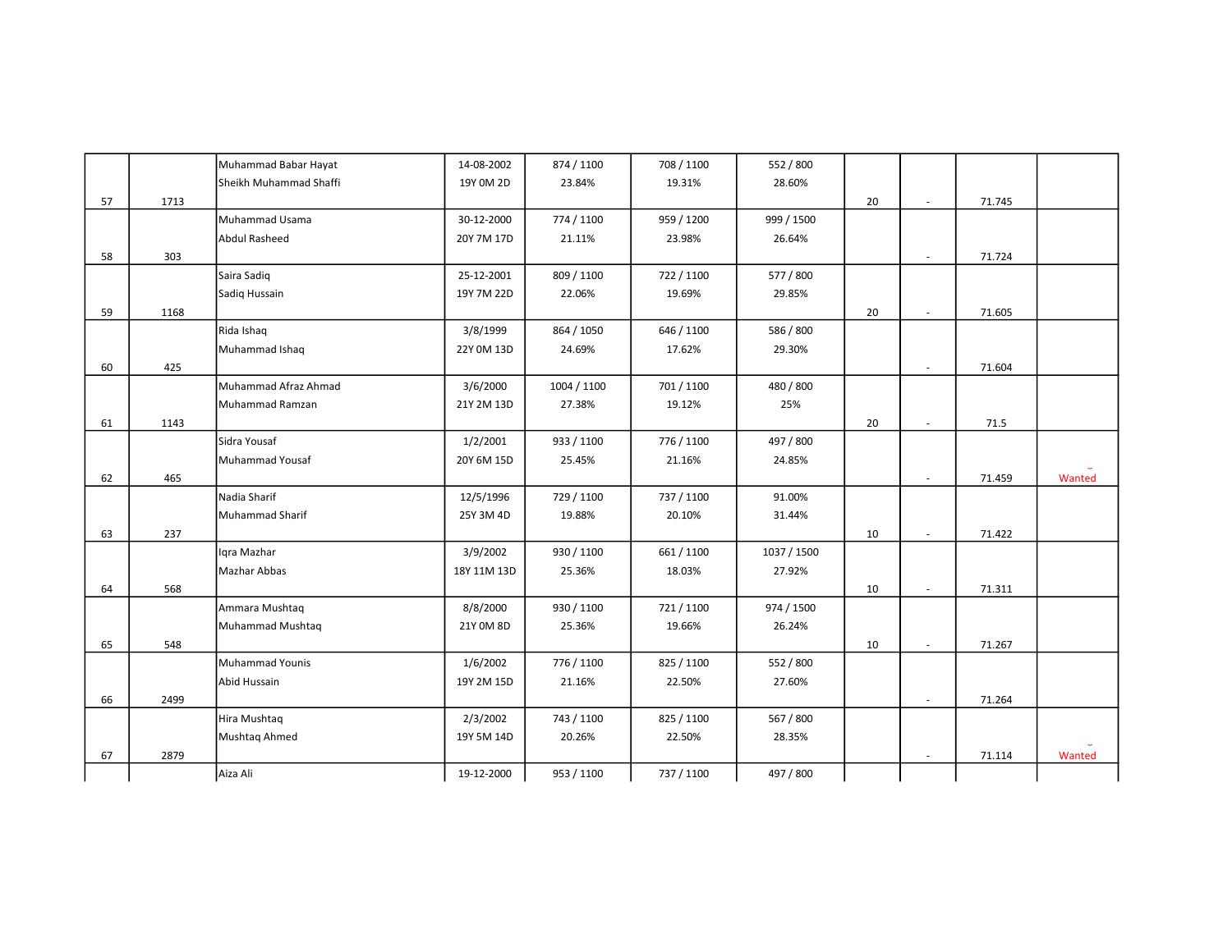| | | | | | | | | | | |
|---|---|---|---|---|---|---|---|---|---|---|
| 57 | 1713 | Muhammad Babar Hayat<br>Sheikh Muhammad Shaffi | 14-08-2002<br>19Y 0M 2D | 874 / 1100<br>23.84% | 708 / 1100<br>19.31% | 552 / 800<br>28.60% | 20 | - | 71.745 | |
| 58 | 303 | Muhammad Usama<br>Abdul Rasheed | 30-12-2000<br>20Y 7M 17D | 774 / 1100<br>21.11% | 959 / 1200<br>23.98% | 999 / 1500<br>26.64% | | - | 71.724 | |
| 59 | 1168 | Saira Sadiq<br>Sadiq Hussain | 25-12-2001<br>19Y 7M 22D | 809 / 1100<br>22.06% | 722 / 1100<br>19.69% | 577 / 800<br>29.85% | 20 | - | 71.605 | |
| 60 | 425 | Rida Ishaq<br>Muhammad Ishaq | 3/8/1999<br>22Y 0M 13D | 864 / 1050<br>24.69% | 646 / 1100<br>17.62% | 586 / 800<br>29.30% | | - | 71.604 | |
| 61 | 1143 | Muhammad Afraz Ahmad<br>Muhammad Ramzan | 3/6/2000<br>21Y 2M 13D | 1004 / 1100<br>27.38% | 701 / 1100<br>19.12% | 480 / 800<br>25% | 20 | - | 71.5 | |
| 62 | 465 | Sidra Yousaf<br>Muhammad Yousaf | 1/2/2001<br>20Y 6M 15D | 933 / 1100<br>25.45% | 776 / 1100<br>21.16% | 497 / 800<br>24.85% | | - | 71.459 | Wanted |
| 63 | 237 | Nadia Sharif<br>Muhammad Sharif | 12/5/1996<br>25Y 3M 4D | 729 / 1100<br>19.88% | 737 / 1100<br>20.10% | 91.00%<br>31.44% | 10 | - | 71.422 | |
| 64 | 568 | Iqra Mazhar<br>Mazhar Abbas | 3/9/2002<br>18Y 11M 13D | 930 / 1100<br>25.36% | 661 / 1100<br>18.03% | 1037 / 1500<br>27.92% | 10 | - | 71.311 | |
| 65 | 548 | Ammara Mushtaq<br>Muhammad Mushtaq | 8/8/2000<br>21Y 0M 8D | 930 / 1100<br>25.36% | 721 / 1100<br>19.66% | 974 / 1500<br>26.24% | 10 | - | 71.267 | |
| 66 | 2499 | Muhammad Younis<br>Abid Hussain | 1/6/2002<br>19Y 2M 15D | 776 / 1100<br>21.16% | 825 / 1100<br>22.50% | 552 / 800<br>27.60% | | - | 71.264 | |
| 67 | 2879 | Hira Mushtaq<br>Mushtaq Ahmed | 2/3/2002<br>19Y 5M 14D | 743 / 1100<br>20.26% | 825 / 1100<br>22.50% | 567 / 800<br>28.35% | | - | 71.114 | Wanted |
| | | Aiza Ali | 19-12-2000 | 953 / 1100 | 737 / 1100 | 497 / 800 | | | | |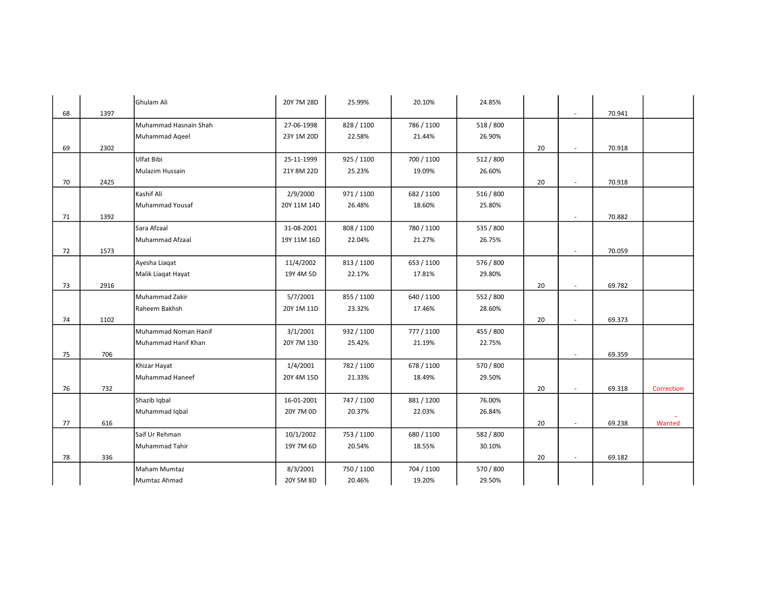| | | | | | | | | | | |
|---|---|---|---|---|---|---|---|---|---|---|
| 68 | 1397 | Ghulam Ali | 20Y 7M 28D | 25.99% | 20.10% | 24.85% | | - | 70.941 | |
| 69 | 2302 | Muhammad Hasnain Shah<br>Muhammad Aqeel | 27-06-1998<br>23Y 1M 20D | 828 / 1100<br>22.58% | 786 / 1100<br>21.44% | 518 / 800<br>26.90% | 20 | - | 70.918 | |
| 70 | 2425 | Ulfat Bibi<br>Mulazim Hussain | 25-11-1999<br>21Y 8M 22D | 925 / 1100<br>25.23% | 700 / 1100<br>19.09% | 512 / 800<br>26.60% | 20 | - | 70.918 | |
| 71 | 1392 | Kashif Ali<br>Muhammad Yousaf | 2/9/2000<br>20Y 11M 14D | 971 / 1100<br>26.48% | 682 / 1100<br>18.60% | 516 / 800<br>25.80% | | - | 70.882 | |
| 72 | 1573 | Sara Afzaal<br>Muhammad Afzaal | 31-08-2001<br>19Y 11M 16D | 808 / 1100<br>22.04% | 780 / 1100<br>21.27% | 535 / 800<br>26.75% | | - | 70.059 | |
| 73 | 2916 | Ayesha Liaqat<br>Malik Liaqat Hayat | 11/4/2002<br>19Y 4M 5D | 813 / 1100<br>22.17% | 653 / 1100<br>17.81% | 576 / 800<br>29.80% | 20 | - | 69.782 | |
| 74 | 1102 | Muhammad Zakir<br>Raheem Bakhsh | 5/7/2001<br>20Y 1M 11D | 855 / 1100<br>23.32% | 640 / 1100<br>17.46% | 552 / 800<br>28.60% | 20 | - | 69.373 | |
| 75 | 706 | Muhammad Noman Hanif<br>Muhammad Hanif Khan | 3/1/2001<br>20Y 7M 13D | 932 / 1100<br>25.42% | 777 / 1100<br>21.19% | 455 / 800<br>22.75% | | - | 69.359 | |
| 76 | 732 | Khizar Hayat<br>Muhammad Haneef | 1/4/2001<br>20Y 4M 15D | 782 / 1100<br>21.33% | 678 / 1100<br>18.49% | 570 / 800<br>29.50% | 20 | - | 69.318 | Correction |
| 77 | 616 | Shazib Iqbal<br>Muhammad Iqbal | 16-01-2001<br>20Y 7M 0D | 747 / 1100<br>20.37% | 881 / 1200<br>22.03% | 76.00%<br>26.84% | 20 | - | 69.238 | Wanted |
| 78 | 336 | Saif Ur Rehman<br>Muhammad Tahir | 10/1/2002<br>19Y 7M 6D | 753 / 1100<br>20.54% | 680 / 1100<br>18.55% | 582 / 800<br>30.10% | 20 | - | 69.182 | |
| | | Maham Mumtaz<br>Mumtaz Ahmad | 8/3/2001<br>20Y 5M 8D | 750 / 1100<br>20.46% | 704 / 1100<br>19.20% | 570 / 800<br>29.50% | | | | |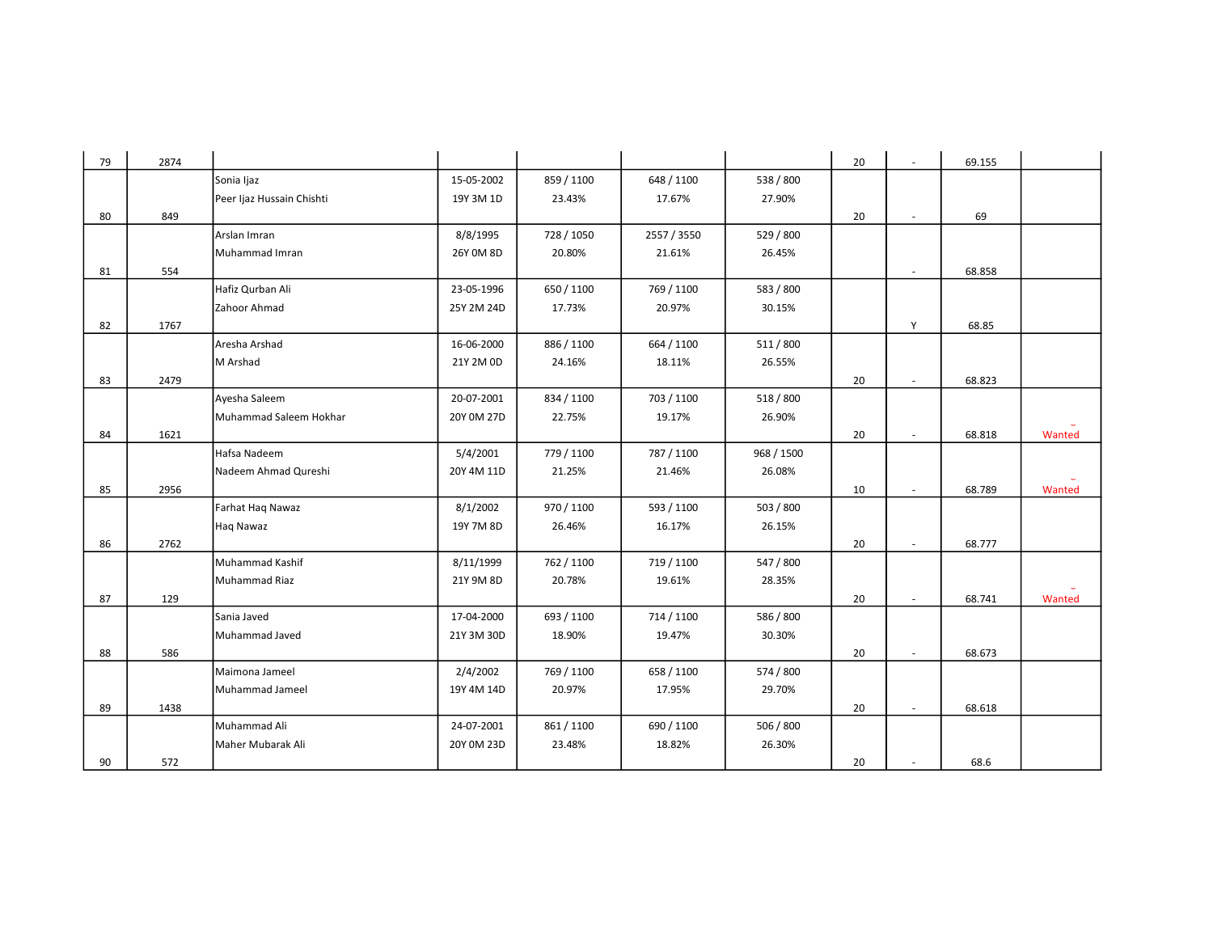| | | | | | | | | | | | |
|---|---|---|---|---|---|---|---|---|---|---|---|
| 79 | 2874 | | | | | | 20 | - | 69.155 | |
| 80 | 849 | Sonia Ijaz<br>Peer Ijaz Hussain Chishti | 15-05-2002<br>19Y 3M 1D | 859 / 1100<br>23.43% | 648 / 1100<br>17.67% | 538 / 800<br>27.90% | 20 | - | 69 | |
| 81 | 554 | Arslan Imran<br>Muhammad Imran | 8/8/1995<br>26Y 0M 8D | 728 / 1050<br>20.80% | 2557 / 3550<br>21.61% | 529 / 800<br>26.45% | | - | 68.858 | |
| 82 | 1767 | Hafiz Qurban Ali<br>Zahoor Ahmad | 23-05-1996<br>25Y 2M 24D | 650 / 1100<br>17.73% | 769 / 1100<br>20.97% | 583 / 800<br>30.15% | | Y | 68.85 | |
| 83 | 2479 | Aresha Arshad<br>M Arshad | 16-06-2000<br>21Y 2M 0D | 886 / 1100<br>24.16% | 664 / 1100<br>18.11% | 511 / 800<br>26.55% | 20 | - | 68.823 | |
| 84 | 1621 | Ayesha Saleem<br>Muhammad Saleem Hokhar | 20-07-2001<br>20Y 0M 27D | 834 / 1100<br>22.75% | 703 / 1100<br>19.17% | 518 / 800<br>26.90% | 20 | - | 68.818 | Wanted |
| 85 | 2956 | Hafsa Nadeem<br>Nadeem Ahmad Qureshi | 5/4/2001<br>20Y 4M 11D | 779 / 1100<br>21.25% | 787 / 1100<br>21.46% | 968 / 1500<br>26.08% | 10 | - | 68.789 | Wanted |
| 86 | 2762 | Farhat Haq Nawaz<br>Haq Nawaz | 8/1/2002<br>19Y 7M 8D | 970 / 1100<br>26.46% | 593 / 1100<br>16.17% | 503 / 800<br>26.15% | 20 | - | 68.777 | |
| 87 | 129 | Muhammad Kashif<br>Muhammad Riaz | 8/11/1999<br>21Y 9M 8D | 762 / 1100<br>20.78% | 719 / 1100<br>19.61% | 547 / 800<br>28.35% | 20 | - | 68.741 | Wanted |
| 88 | 586 | Sania Javed<br>Muhammad Javed | 17-04-2000<br>21Y 3M 30D | 693 / 1100<br>18.90% | 714 / 1100<br>19.47% | 586 / 800<br>30.30% | 20 | - | 68.673 | |
| 89 | 1438 | Maimona Jameel<br>Muhammad Jameel | 2/4/2002<br>19Y 4M 14D | 769 / 1100<br>20.97% | 658 / 1100<br>17.95% | 574 / 800<br>29.70% | 20 | - | 68.618 | |
| 90 | 572 | Muhammad Ali<br>Maher Mubarak Ali | 24-07-2001<br>20Y 0M 23D | 861 / 1100<br>23.48% | 690 / 1100<br>18.82% | 506 / 800<br>26.30% | 20 | - | 68.6 | |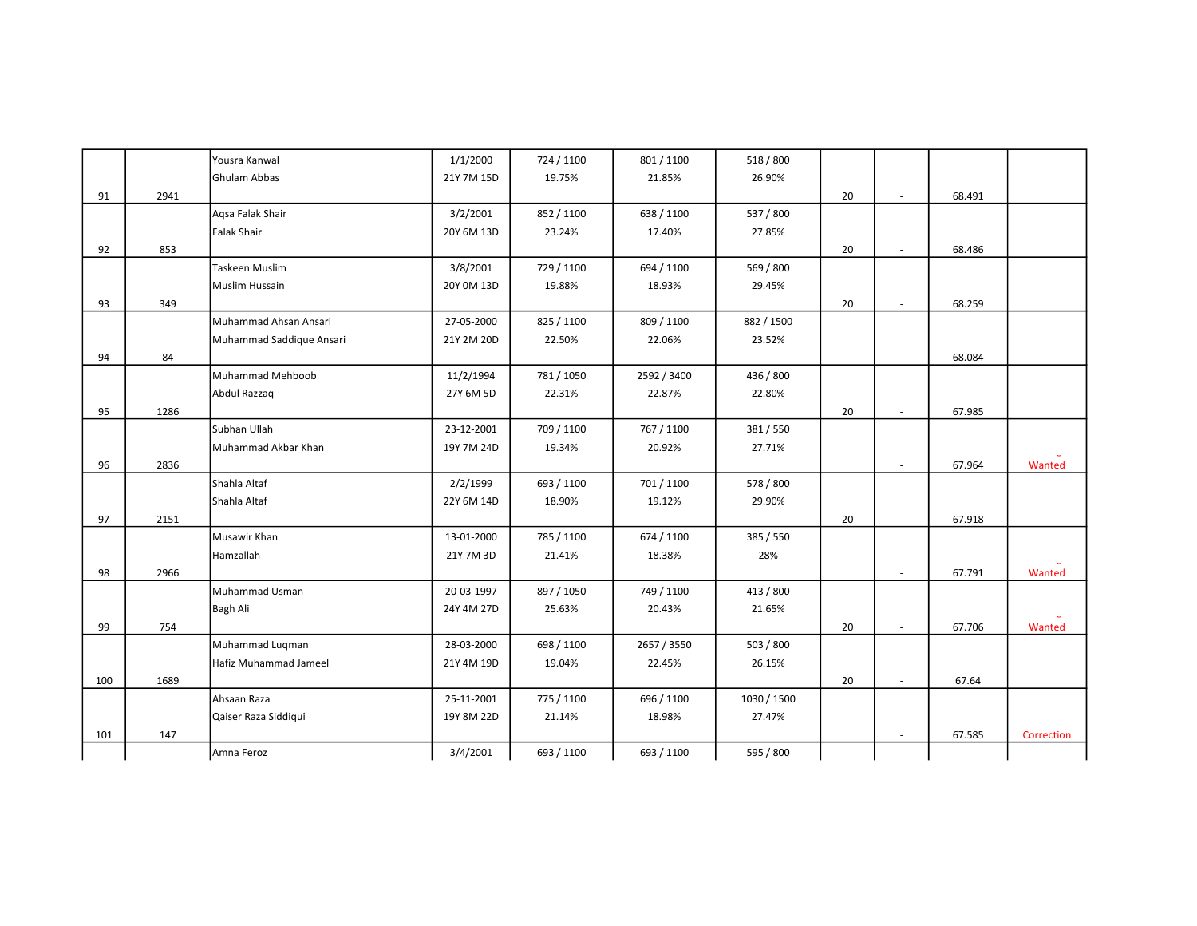| | | | | | | | | | | |
|---|---|---|---|---|---|---|---|---|---|---|
| 91 | 2941 | Yousra Kanwal<br>Ghulam Abbas | 1/1/2000<br>21Y 7M 15D | 724 / 1100<br>19.75% | 801 / 1100<br>21.85% | 518 / 800<br>26.90% | 20 | - | 68.491 | |
| 92 | 853 | Aqsa Falak Shair<br>Falak Shair | 3/2/2001<br>20Y 6M 13D | 852 / 1100<br>23.24% | 638 / 1100<br>17.40% | 537 / 800<br>27.85% | 20 | - | 68.486 | |
| 93 | 349 | Taskeen Muslim<br>Muslim Hussain | 3/8/2001<br>20Y 0M 13D | 729 / 1100<br>19.88% | 694 / 1100<br>18.93% | 569 / 800<br>29.45% | 20 | - | 68.259 | |
| 94 | 84 | Muhammad Ahsan Ansari<br>Muhammad Saddique Ansari | 27-05-2000<br>21Y 2M 20D | 825 / 1100<br>22.50% | 809 / 1100<br>22.06% | 882 / 1500<br>23.52% | | - | 68.084 | |
| 95 | 1286 | Muhammad Mehboob<br>Abdul Razzaq | 11/2/1994<br>27Y 6M 5D | 781 / 1050<br>22.31% | 2592 / 3400<br>22.87% | 436 / 800<br>22.80% | 20 | - | 67.985 | |
| 96 | 2836 | Subhan Ullah<br>Muhammad Akbar Khan | 23-12-2001<br>19Y 7M 24D | 709 / 1100<br>19.34% | 767 / 1100<br>20.92% | 381 / 550<br>27.71% | | - | 67.964 | Wanted |
| 97 | 2151 | Shahla Altaf<br>Shahla Altaf | 2/2/1999<br>22Y 6M 14D | 693 / 1100<br>18.90% | 701 / 1100<br>19.12% | 578 / 800<br>29.90% | 20 | - | 67.918 | |
| 98 | 2966 | Musawir Khan<br>Hamzallah | 13-01-2000<br>21Y 7M 3D | 785 / 1100<br>21.41% | 674 / 1100<br>18.38% | 385 / 550<br>28% | | - | 67.791 | Wanted |
| 99 | 754 | Muhammad Usman<br>Bagh Ali | 20-03-1997<br>24Y 4M 27D | 897 / 1050<br>25.63% | 749 / 1100<br>20.43% | 413 / 800<br>21.65% | 20 | - | 67.706 | Wanted |
| 100 | 1689 | Muhammad Luqman<br>Hafiz Muhammad Jameel | 28-03-2000<br>21Y 4M 19D | 698 / 1100<br>19.04% | 2657 / 3550<br>22.45% | 503 / 800<br>26.15% | 20 | - | 67.64 | |
| 101 | 147 | Ahsaan Raza<br>Qaiser Raza Siddiqui | 25-11-2001<br>19Y 8M 22D | 775 / 1100<br>21.14% | 696 / 1100<br>18.98% | 1030 / 1500<br>27.47% | | - | 67.585 | Correction |
| | | Amna Feroz | 3/4/2001 | 693 / 1100 | 693 / 1100 | 595 / 800 | | | | |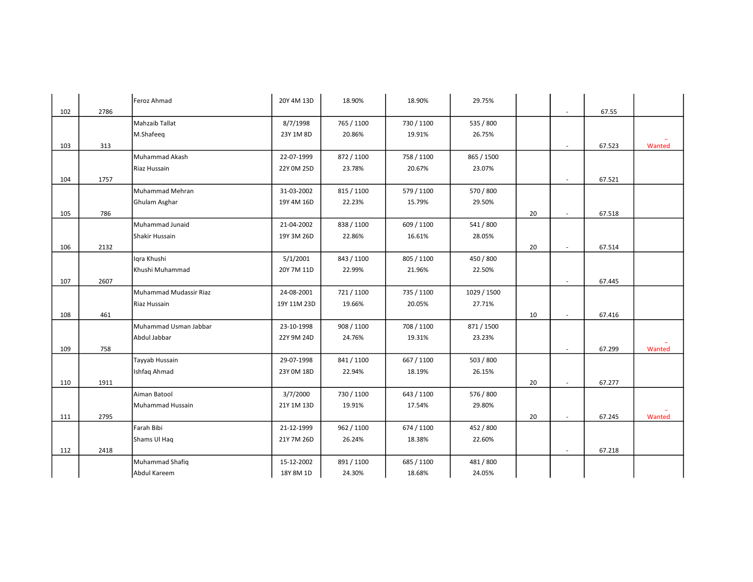| | | | | | | | | | | |
|---|---|---|---|---|---|---|---|---|---|---|
| 102 | 2786 | Feroz Ahmad | 20Y 4M 13D | 18.90% | 18.90% | 29.75% | | - | 67.55 | |
| 103 | 313 | Mahzaib Tallat<br>M.Shafeeq | 8/7/1998<br>23Y 1M 8D | 765 / 1100<br>20.86% | 730 / 1100<br>19.91% | 535 / 800<br>26.75% | | - | 67.523 | Wanted |
| 104 | 1757 | Muhammad Akash<br>Riaz Hussain | 22-07-1999<br>22Y 0M 25D | 872 / 1100<br>23.78% | 758 / 1100<br>20.67% | 865 / 1500<br>23.07% | | - | 67.521 | |
| 105 | 786 | Muhammad Mehran<br>Ghulam Asghar | 31-03-2002<br>19Y 4M 16D | 815 / 1100<br>22.23% | 579 / 1100<br>15.79% | 570 / 800<br>29.50% | 20 | - | 67.518 | |
| 106 | 2132 | Muhammad Junaid<br>Shakir Hussain | 21-04-2002<br>19Y 3M 26D | 838 / 1100<br>22.86% | 609 / 1100<br>16.61% | 541 / 800<br>28.05% | 20 | - | 67.514 | |
| 107 | 2607 | Iqra Khushi<br>Khushi Muhammad | 5/1/2001<br>20Y 7M 11D | 843 / 1100<br>22.99% | 805 / 1100<br>21.96% | 450 / 800<br>22.50% | | - | 67.445 | |
| 108 | 461 | Muhammad Mudassir Riaz<br>Riaz Hussain | 24-08-2001<br>19Y 11M 23D | 721 / 1100<br>19.66% | 735 / 1100<br>20.05% | 1029 / 1500<br>27.71% | 10 | - | 67.416 | |
| 109 | 758 | Muhammad Usman Jabbar<br>Abdul Jabbar | 23-10-1998<br>22Y 9M 24D | 908 / 1100<br>24.76% | 708 / 1100<br>19.31% | 871 / 1500<br>23.23% | | - | 67.299 | Wanted |
| 110 | 1911 | Tayyab Hussain<br>Ishfaq Ahmad | 29-07-1998<br>23Y 0M 18D | 841 / 1100<br>22.94% | 667 / 1100<br>18.19% | 503 / 800<br>26.15% | 20 | - | 67.277 | |
| 111 | 2795 | Aiman Batool<br>Muhammad Hussain | 3/7/2000<br>21Y 1M 13D | 730 / 1100<br>19.91% | 643 / 1100<br>17.54% | 576 / 800<br>29.80% | 20 | - | 67.245 | Wanted |
| 112 | 2418 | Farah Bibi<br>Shams Ul Haq | 21-12-1999<br>21Y 7M 26D | 962 / 1100<br>26.24% | 674 / 1100<br>18.38% | 452 / 800<br>22.60% | | - | 67.218 | |
| | | Muhammad Shafiq<br>Abdul Kareem | 15-12-2002<br>18Y 8M 1D | 891 / 1100<br>24.30% | 685 / 1100<br>18.68% | 481 / 800<br>24.05% | | | | |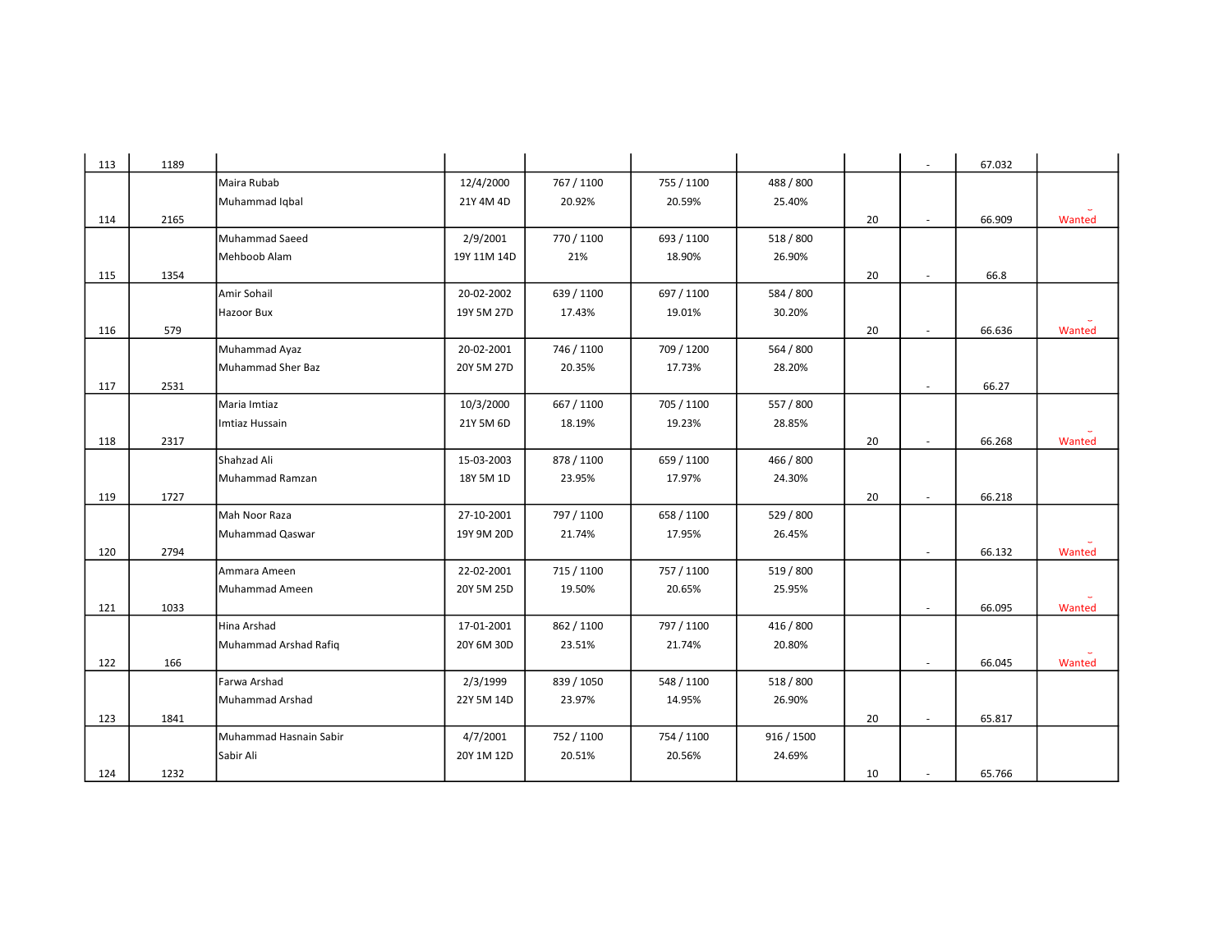| | | | | | | | | | | |
|---|---|---|---|---|---|---|---|---|---|---|
| 113 | 1189 | | | | | | | - | 67.032 | |
| 114 | 2165 | Maira Rubab<br>Muhammad Iqbal | 12/4/2000<br>21Y 4M 4D | 767 / 1100<br>20.92% | 755 / 1100<br>20.59% | 488 / 800<br>25.40% | 20 | - | 66.909 | Wanted |
| 115 | 1354 | Muhammad Saeed<br>Mehboob Alam | 2/9/2001<br>19Y 11M 14D | 770 / 1100<br>21% | 693 / 1100<br>18.90% | 518 / 800<br>26.90% | 20 | - | 66.8 | |
| 116 | 579 | Amir Sohail<br>Hazoor Bux | 20-02-2002<br>19Y 5M 27D | 639 / 1100<br>17.43% | 697 / 1100<br>19.01% | 584 / 800<br>30.20% | 20 | - | 66.636 | Wanted |
| 117 | 2531 | Muhammad Ayaz<br>Muhammad Sher Baz | 20-02-2001<br>20Y 5M 27D | 746 / 1100<br>20.35% | 709 / 1200<br>17.73% | 564 / 800<br>28.20% | | - | 66.27 | |
| 118 | 2317 | Maria Imtiaz<br>Imtiaz Hussain | 10/3/2000<br>21Y 5M 6D | 667 / 1100<br>18.19% | 705 / 1100<br>19.23% | 557 / 800<br>28.85% | 20 | - | 66.268 | Wanted |
| 119 | 1727 | Shahzad Ali<br>Muhammad Ramzan | 15-03-2003<br>18Y 5M 1D | 878 / 1100<br>23.95% | 659 / 1100<br>17.97% | 466 / 800<br>24.30% | 20 | - | 66.218 | |
| 120 | 2794 | Mah Noor Raza<br>Muhammad Qaswar | 27-10-2001<br>19Y 9M 20D | 797 / 1100<br>21.74% | 658 / 1100<br>17.95% | 529 / 800<br>26.45% | | - | 66.132 | Wanted |
| 121 | 1033 | Ammara Ameen<br>Muhammad Ameen | 22-02-2001<br>20Y 5M 25D | 715 / 1100<br>19.50% | 757 / 1100<br>20.65% | 519 / 800<br>25.95% | | - | 66.095 | Wanted |
| 122 | 166 | Hina Arshad<br>Muhammad Arshad Rafiq | 17-01-2001<br>20Y 6M 30D | 862 / 1100<br>23.51% | 797 / 1100<br>21.74% | 416 / 800<br>20.80% | | - | 66.045 | Wanted |
| 123 | 1841 | Farwa Arshad<br>Muhammad Arshad | 2/3/1999<br>22Y 5M 14D | 839 / 1050<br>23.97% | 548 / 1100<br>14.95% | 518 / 800<br>26.90% | 20 | - | 65.817 | |
| 124 | 1232 | Muhammad Hasnain Sabir<br>Sabir Ali | 4/7/2001<br>20Y 1M 12D | 752 / 1100<br>20.51% | 754 / 1100<br>20.56% | 916 / 1500<br>24.69% | 10 | - | 65.766 | |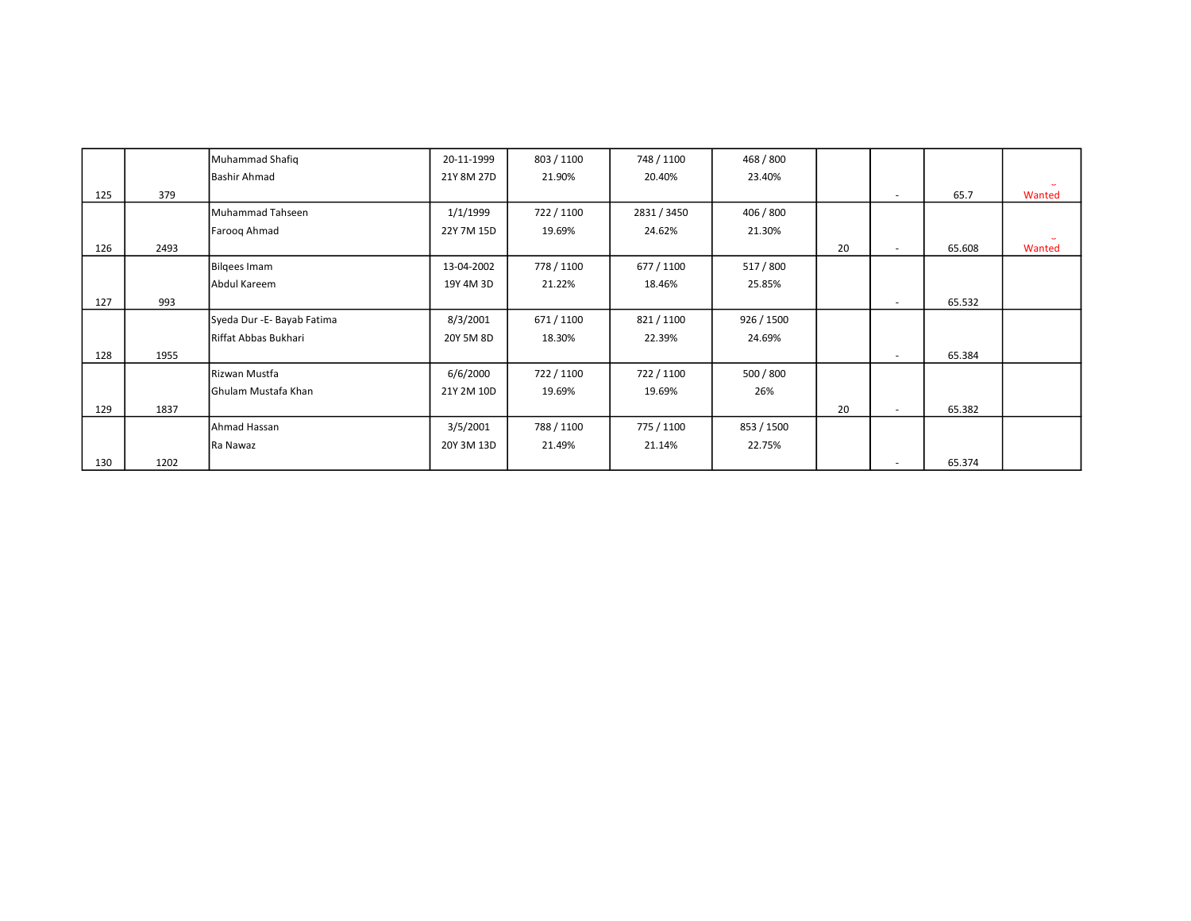| | | | | | | | | | | |
|---|---|---|---|---|---|---|---|---|---|---|
| 125 | 379 | Muhammad Shafiq<br>Bashir Ahmad | 20-11-1999<br>21Y 8M 27D | 803 / 1100<br>21.90% | 748 / 1100<br>20.40% | 468 / 800<br>23.40% | | - | 65.7 | Wanted |
| 126 | 2493 | Muhammad Tahseen<br>Farooq Ahmad | 1/1/1999<br>22Y 7M 15D | 722 / 1100<br>19.69% | 2831 / 3450<br>24.62% | 406 / 800<br>21.30% | 20 | - | 65.608 | Wanted |
| 127 | 993 | Bilqees Imam<br>Abdul Kareem | 13-04-2002<br>19Y 4M 3D | 778 / 1100<br>21.22% | 677 / 1100<br>18.46% | 517 / 800<br>25.85% | | - | 65.532 | |
| 128 | 1955 | Syeda Dur -E- Bayab Fatima<br>Riffat Abbas Bukhari | 8/3/2001<br>20Y 5M 8D | 671 / 1100<br>18.30% | 821 / 1100<br>22.39% | 926 / 1500<br>24.69% | | - | 65.384 | |
| 129 | 1837 | Rizwan Mustfa<br>Ghulam Mustafa Khan | 6/6/2000<br>21Y 2M 10D | 722 / 1100<br>19.69% | 722 / 1100<br>19.69% | 500 / 800<br>26% | 20 | - | 65.382 | |
| 130 | 1202 | Ahmad Hassan<br>Ra Nawaz | 3/5/2001<br>20Y 3M 13D | 788 / 1100<br>21.49% | 775 / 1100<br>21.14% | 853 / 1500<br>22.75% | | - | 65.374 | |